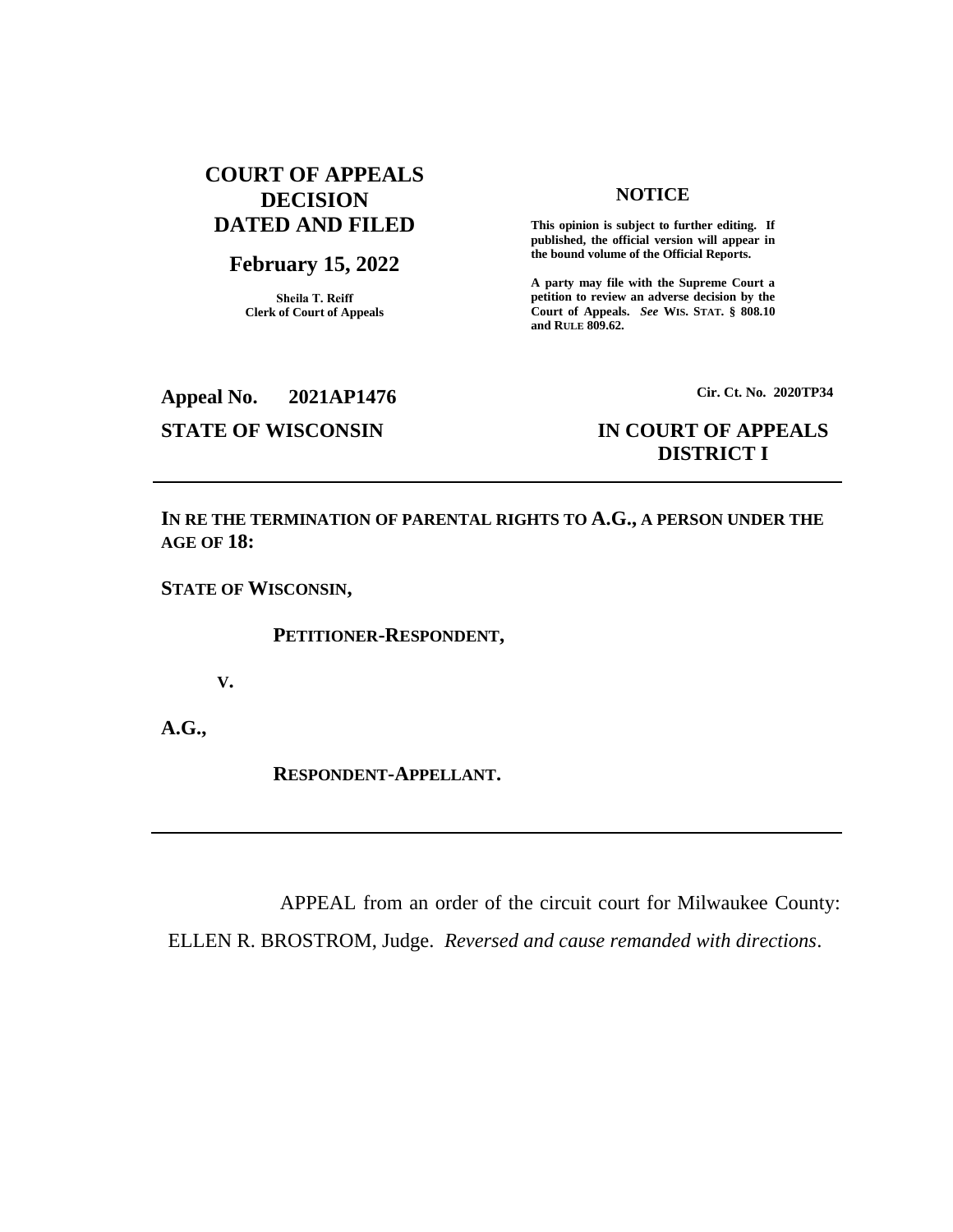**COURT OF APPEALS DECISION DATED AND FILED**

**February 15, 2022**

**Sheila T. Reiff**
**Clerk of Court of Appeals**

**NOTICE**

**This opinion is subject to further editing. If published, the official version will appear in the bound volume of the Official Reports.**

**A party may file with the Supreme Court a petition to review an adverse decision by the Court of Appeals.** ***See*** **WIS. STAT. § 808.10 and RULE 809.62.**

**Appeal No. 2021AP1476**

**Cir. Ct. No. 2020TP34**

**STATE OF WISCONSIN**

**IN COURT OF APPEALS**
**DISTRICT I**

---

**IN RE THE TERMINATION OF PARENTAL RIGHTS TO A.G., A PERSON UNDER THE AGE OF 18:**

**STATE OF WISCONSIN,**

**PETITIONER-RESPONDENT,**

**V.**

**A.G.,**

**RESPONDENT-APPELLANT.**

---

APPEAL from an order of the circuit court for Milwaukee County: ELLEN R. BROSTROM, Judge. *Reversed and cause remanded with directions*.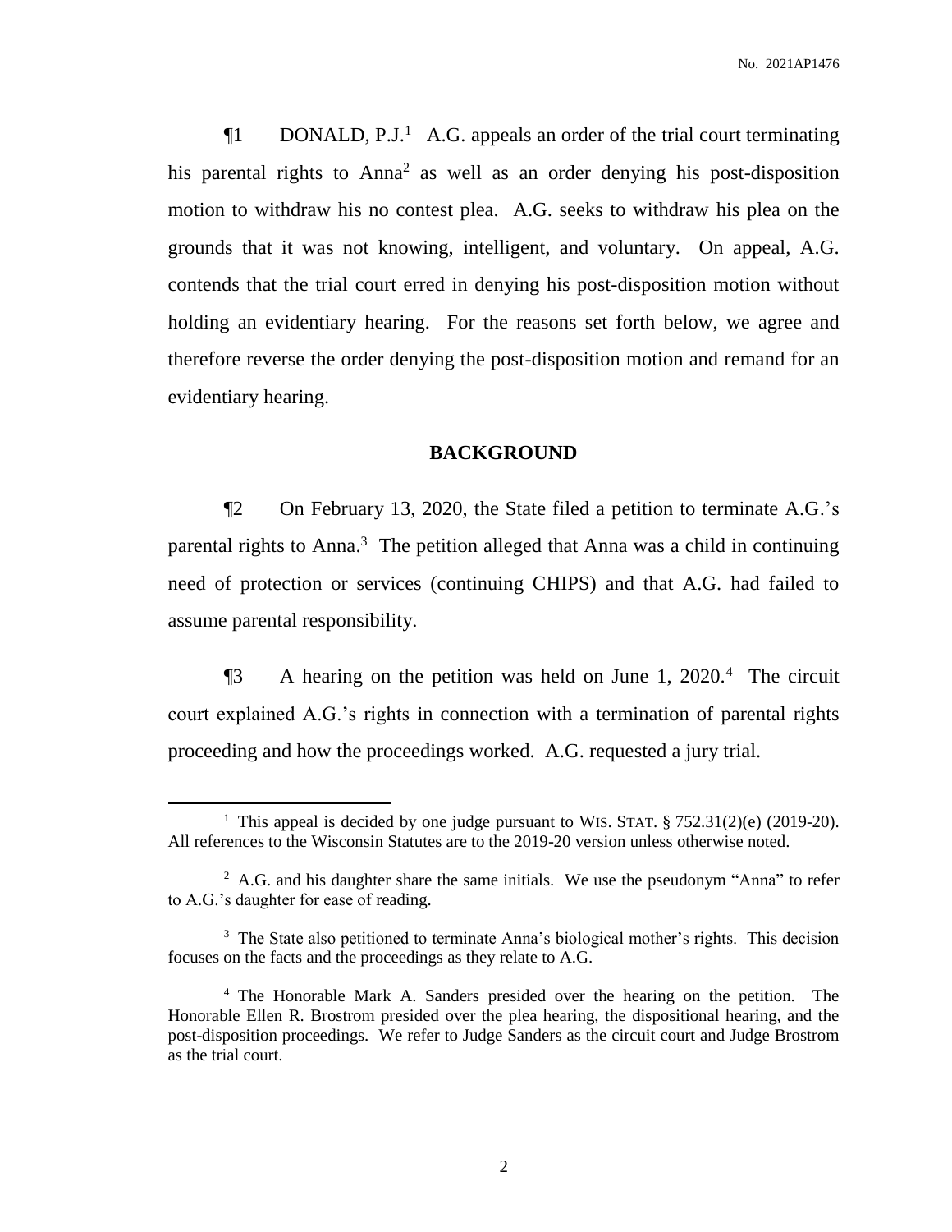¶1 DONALD, P.J.[1] A.G. appeals an order of the trial court terminating his parental rights to Anna[2] as well as an order denying his post-disposition motion to withdraw his no contest plea. A.G. seeks to withdraw his plea on the grounds that it was not knowing, intelligent, and voluntary. On appeal, A.G. contends that the trial court erred in denying his post-disposition motion without holding an evidentiary hearing. For the reasons set forth below, we agree and therefore reverse the order denying the post-disposition motion and remand for an evidentiary hearing.

## BACKGROUND

¶2 On February 13, 2020, the State filed a petition to terminate A.G.'s parental rights to Anna.[3] The petition alleged that Anna was a child in continuing need of protection or services (continuing CHIPS) and that A.G. had failed to assume parental responsibility.

¶3 A hearing on the petition was held on June 1, 2020.[4] The circuit court explained A.G.'s rights in connection with a termination of parental rights proceeding and how the proceedings worked. A.G. requested a jury trial.

---

[1] This appeal is decided by one judge pursuant to WIS. STAT. § 752.31(2)(e) (2019-20). All references to the Wisconsin Statutes are to the 2019-20 version unless otherwise noted.

[2] A.G. and his daughter share the same initials. We use the pseudonym "Anna" to refer to A.G.'s daughter for ease of reading.

[3] The State also petitioned to terminate Anna's biological mother's rights. This decision focuses on the facts and the proceedings as they relate to A.G.

[4] The Honorable Mark A. Sanders presided over the hearing on the petition. The Honorable Ellen R. Brostrom presided over the plea hearing, the dispositional hearing, and the post-disposition proceedings. We refer to Judge Sanders as the circuit court and Judge Brostrom as the trial court.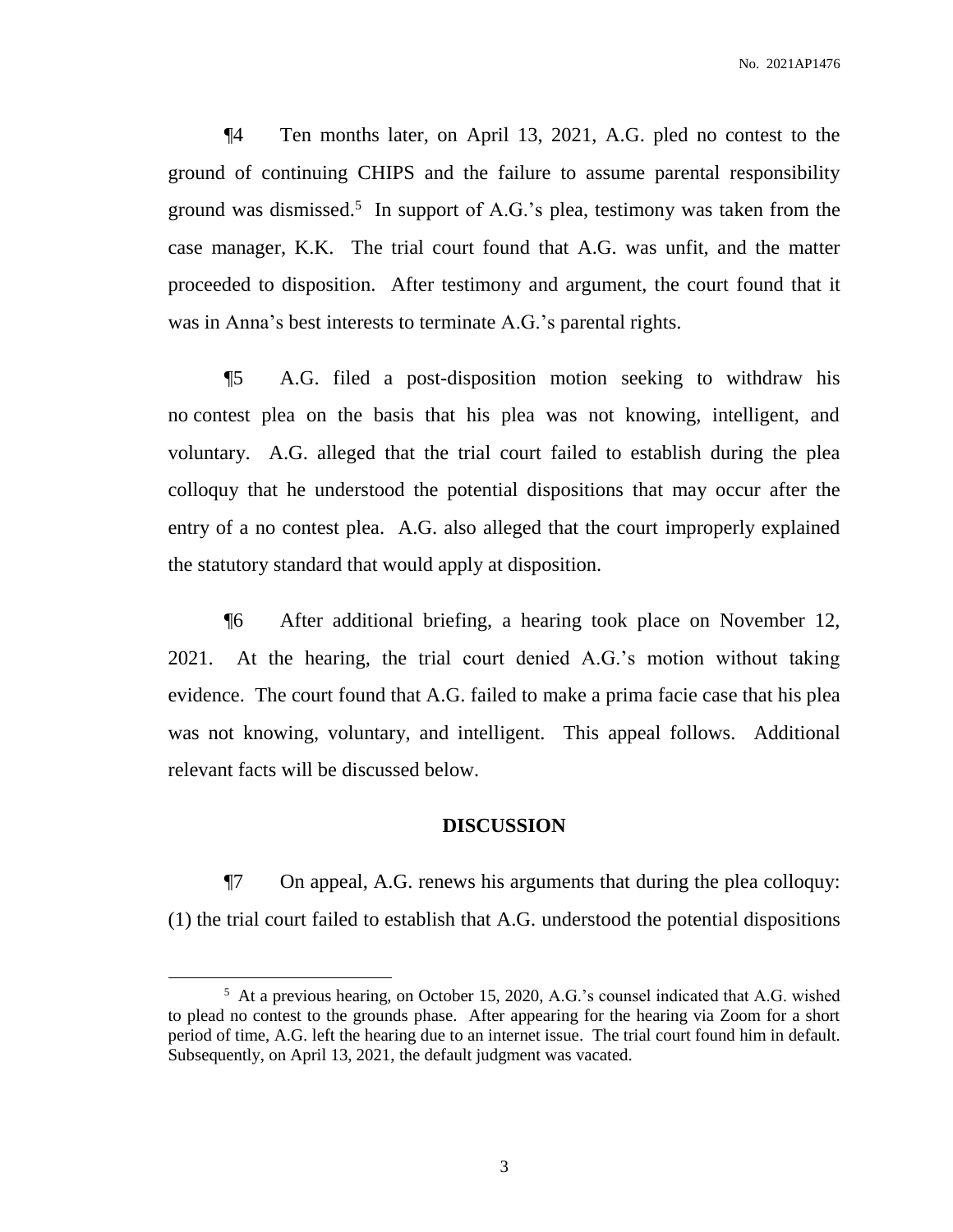¶4 Ten months later, on April 13, 2021, A.G. pled no contest to the ground of continuing CHIPS and the failure to assume parental responsibility ground was dismissed.[5] In support of A.G.'s plea, testimony was taken from the case manager, K.K. The trial court found that A.G. was unfit, and the matter proceeded to disposition. After testimony and argument, the court found that it was in Anna's best interests to terminate A.G.'s parental rights.

¶5 A.G. filed a post-disposition motion seeking to withdraw his no contest plea on the basis that his plea was not knowing, intelligent, and voluntary. A.G. alleged that the trial court failed to establish during the plea colloquy that he understood the potential dispositions that may occur after the entry of a no contest plea. A.G. also alleged that the court improperly explained the statutory standard that would apply at disposition.

¶6 After additional briefing, a hearing took place on November 12, 2021. At the hearing, the trial court denied A.G.'s motion without taking evidence. The court found that A.G. failed to make a prima facie case that his plea was not knowing, voluntary, and intelligent. This appeal follows. Additional relevant facts will be discussed below.

## DISCUSSION

¶7 On appeal, A.G. renews his arguments that during the plea colloquy: (1) the trial court failed to establish that A.G. understood the potential dispositions

---

[5] At a previous hearing, on October 15, 2020, A.G.'s counsel indicated that A.G. wished to plead no contest to the grounds phase. After appearing for the hearing via Zoom for a short period of time, A.G. left the hearing due to an internet issue. The trial court found him in default. Subsequently, on April 13, 2021, the default judgment was vacated.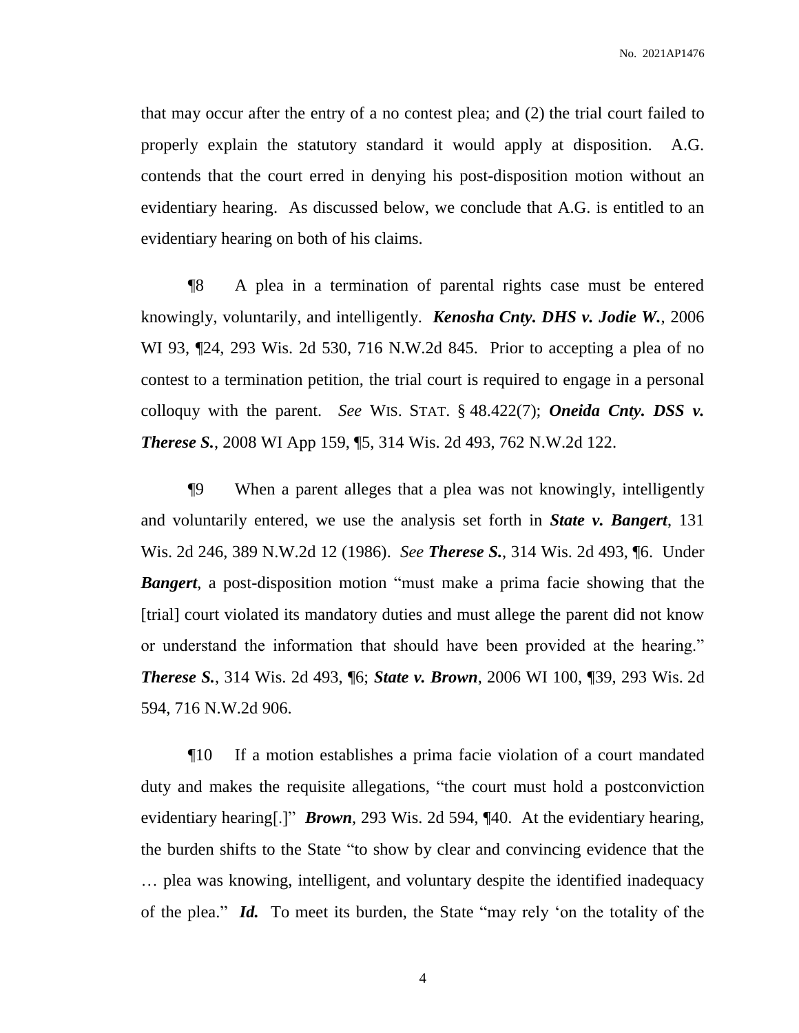that may occur after the entry of a no contest plea; and (2) the trial court failed to properly explain the statutory standard it would apply at disposition. A.G. contends that the court erred in denying his post-disposition motion without an evidentiary hearing. As discussed below, we conclude that A.G. is entitled to an evidentiary hearing on both of his claims.

¶8 A plea in a termination of parental rights case must be entered knowingly, voluntarily, and intelligently. ***Kenosha Cnty. DHS v. Jodie W.***, 2006 WI 93, ¶24, 293 Wis. 2d 530, 716 N.W.2d 845. Prior to accepting a plea of no contest to a termination petition, the trial court is required to engage in a personal colloquy with the parent. *See* WIS. STAT. § 48.422(7); ***Oneida Cnty. DSS v. Therese S.***, 2008 WI App 159, ¶5, 314 Wis. 2d 493, 762 N.W.2d 122.

¶9 When a parent alleges that a plea was not knowingly, intelligently and voluntarily entered, we use the analysis set forth in ***State v. Bangert***, 131 Wis. 2d 246, 389 N.W.2d 12 (1986). *See* ***Therese S.***, 314 Wis. 2d 493, ¶6. Under ***Bangert***, a post-disposition motion "must make a prima facie showing that the [trial] court violated its mandatory duties and must allege the parent did not know or understand the information that should have been provided at the hearing." ***Therese S.***, 314 Wis. 2d 493, ¶6; ***State v. Brown***, 2006 WI 100, ¶39, 293 Wis. 2d 594, 716 N.W.2d 906.

¶10 If a motion establishes a prima facie violation of a court mandated duty and makes the requisite allegations, "the court must hold a postconviction evidentiary hearing[.]" ***Brown***, 293 Wis. 2d 594, ¶40. At the evidentiary hearing, the burden shifts to the State "to show by clear and convincing evidence that the … plea was knowing, intelligent, and voluntary despite the identified inadequacy of the plea." ***Id.*** To meet its burden, the State "may rely 'on the totality of the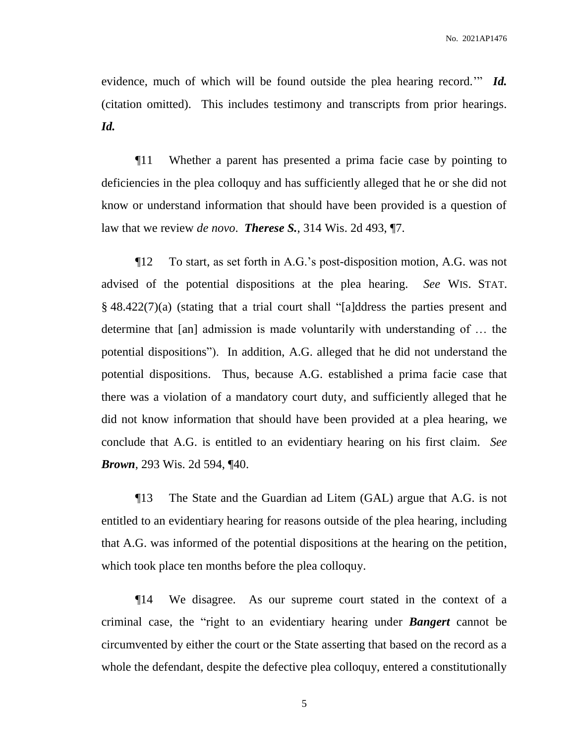evidence, much of which will be found outside the plea hearing record.'" ***Id.*** (citation omitted). This includes testimony and transcripts from prior hearings. ***Id.***

¶11 Whether a parent has presented a prima facie case by pointing to deficiencies in the plea colloquy and has sufficiently alleged that he or she did not know or understand information that should have been provided is a question of law that we review *de novo*. ***Therese S.***, 314 Wis. 2d 493, ¶7.

¶12 To start, as set forth in A.G.'s post-disposition motion, A.G. was not advised of the potential dispositions at the plea hearing. *See* WIS. STAT. § 48.422(7)(a) (stating that a trial court shall "[a]ddress the parties present and determine that [an] admission is made voluntarily with understanding of … the potential dispositions"). In addition, A.G. alleged that he did not understand the potential dispositions. Thus, because A.G. established a prima facie case that there was a violation of a mandatory court duty, and sufficiently alleged that he did not know information that should have been provided at a plea hearing, we conclude that A.G. is entitled to an evidentiary hearing on his first claim. *See* ***Brown***, 293 Wis. 2d 594, ¶40.

¶13 The State and the Guardian ad Litem (GAL) argue that A.G. is not entitled to an evidentiary hearing for reasons outside of the plea hearing, including that A.G. was informed of the potential dispositions at the hearing on the petition, which took place ten months before the plea colloquy.

¶14 We disagree. As our supreme court stated in the context of a criminal case, the "right to an evidentiary hearing under ***Bangert*** cannot be circumvented by either the court or the State asserting that based on the record as a whole the defendant, despite the defective plea colloquy, entered a constitutionally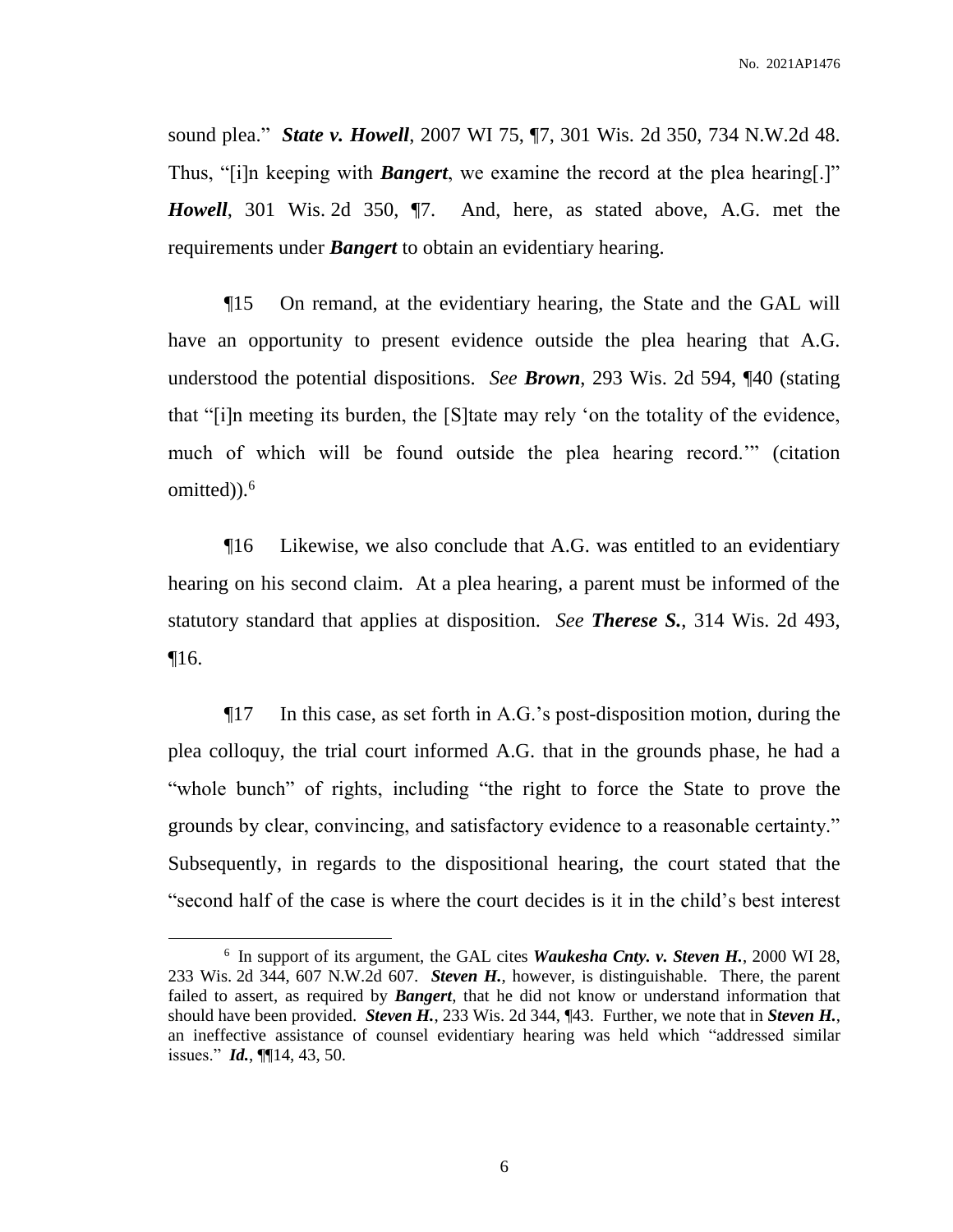sound plea." ***State v. Howell***, 2007 WI 75, ¶7, 301 Wis. 2d 350, 734 N.W.2d 48. Thus, "[i]n keeping with ***Bangert***, we examine the record at the plea hearing[.]" ***Howell***, 301 Wis. 2d 350, ¶7. And, here, as stated above, A.G. met the requirements under ***Bangert*** to obtain an evidentiary hearing.

¶15 On remand, at the evidentiary hearing, the State and the GAL will have an opportunity to present evidence outside the plea hearing that A.G. understood the potential dispositions. *See* ***Brown***, 293 Wis. 2d 594, ¶40 (stating that "[i]n meeting its burden, the [S]tate may rely 'on the totality of the evidence, much of which will be found outside the plea hearing record.'" (citation omitted)).[6]

¶16 Likewise, we also conclude that A.G. was entitled to an evidentiary hearing on his second claim. At a plea hearing, a parent must be informed of the statutory standard that applies at disposition. *See* ***Therese S.***, 314 Wis. 2d 493, ¶16.

¶17 In this case, as set forth in A.G.'s post-disposition motion, during the plea colloquy, the trial court informed A.G. that in the grounds phase, he had a "whole bunch" of rights, including "the right to force the State to prove the grounds by clear, convincing, and satisfactory evidence to a reasonable certainty." Subsequently, in regards to the dispositional hearing, the court stated that the "second half of the case is where the court decides is it in the child's best interest

---

[6] In support of its argument, the GAL cites ***Waukesha Cnty. v. Steven H.***, 2000 WI 28, 233 Wis. 2d 344, 607 N.W.2d 607. ***Steven H.***, however, is distinguishable. There, the parent failed to assert, as required by ***Bangert***, that he did not know or understand information that should have been provided. ***Steven H.***, 233 Wis. 2d 344, ¶43. Further, we note that in ***Steven H.***, an ineffective assistance of counsel evidentiary hearing was held which "addressed similar issues." ***Id.***, ¶¶14, 43, 50.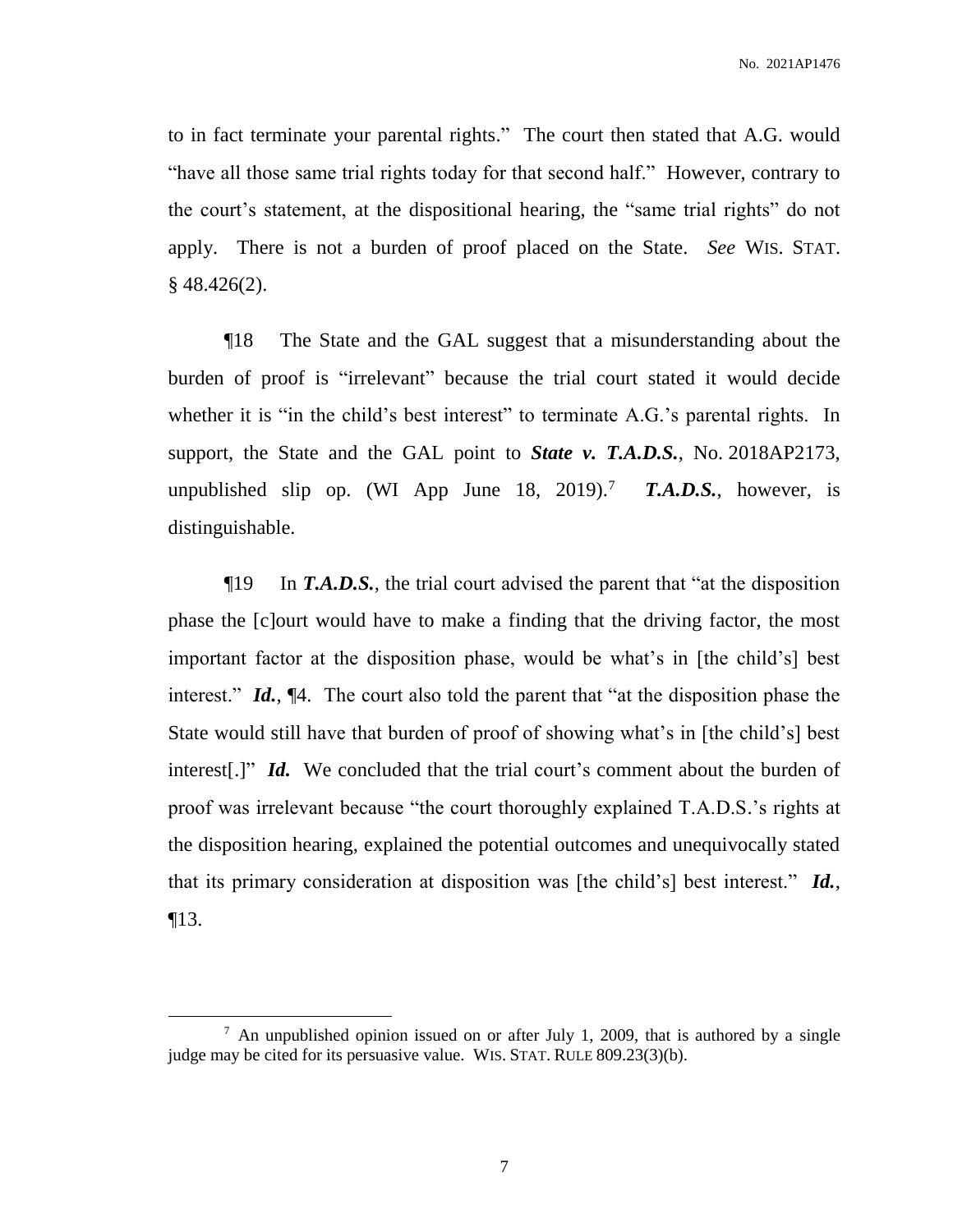to in fact terminate your parental rights." The court then stated that A.G. would "have all those same trial rights today for that second half." However, contrary to the court's statement, at the dispositional hearing, the "same trial rights" do not apply. There is not a burden of proof placed on the State. *See* WIS. STAT. § 48.426(2).

¶18 The State and the GAL suggest that a misunderstanding about the burden of proof is "irrelevant" because the trial court stated it would decide whether it is "in the child's best interest" to terminate A.G.'s parental rights. In support, the State and the GAL point to ***State v. T.A.D.S.***, No. 2018AP2173, unpublished slip op. (WI App June 18, 2019).[7] ***T.A.D.S.***, however, is distinguishable.

¶19 In ***T.A.D.S.***, the trial court advised the parent that "at the disposition phase the [c]ourt would have to make a finding that the driving factor, the most important factor at the disposition phase, would be what's in [the child's] best interest." ***Id.***, ¶4. The court also told the parent that "at the disposition phase the State would still have that burden of proof of showing what's in [the child's] best interest[.]" ***Id.*** We concluded that the trial court's comment about the burden of proof was irrelevant because "the court thoroughly explained T.A.D.S.'s rights at the disposition hearing, explained the potential outcomes and unequivocally stated that its primary consideration at disposition was [the child's] best interest." ***Id.***, ¶13.

---

[7] An unpublished opinion issued on or after July 1, 2009, that is authored by a single judge may be cited for its persuasive value. WIS. STAT. RULE 809.23(3)(b).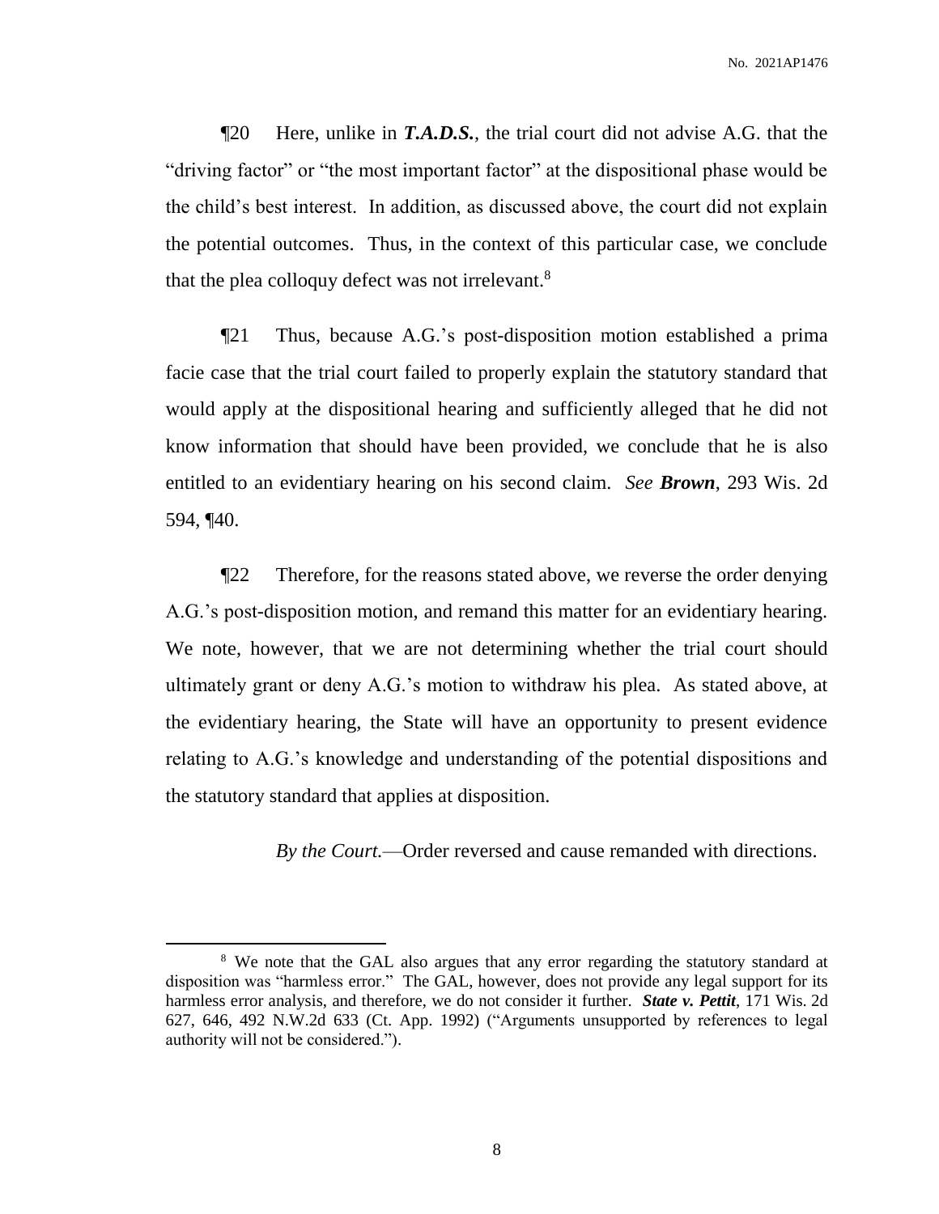¶20 Here, unlike in ***T.A.D.S.***, the trial court did not advise A.G. that the "driving factor" or "the most important factor" at the dispositional phase would be the child's best interest. In addition, as discussed above, the court did not explain the potential outcomes. Thus, in the context of this particular case, we conclude that the plea colloquy defect was not irrelevant.[8]

¶21 Thus, because A.G.'s post-disposition motion established a prima facie case that the trial court failed to properly explain the statutory standard that would apply at the dispositional hearing and sufficiently alleged that he did not know information that should have been provided, we conclude that he is also entitled to an evidentiary hearing on his second claim. *See* ***Brown***, 293 Wis. 2d 594, ¶40.

¶22 Therefore, for the reasons stated above, we reverse the order denying A.G.'s post-disposition motion, and remand this matter for an evidentiary hearing. We note, however, that we are not determining whether the trial court should ultimately grant or deny A.G.'s motion to withdraw his plea. As stated above, at the evidentiary hearing, the State will have an opportunity to present evidence relating to A.G.'s knowledge and understanding of the potential dispositions and the statutory standard that applies at disposition.

*By the Court.*—Order reversed and cause remanded with directions.

---

[8] We note that the GAL also argues that any error regarding the statutory standard at disposition was "harmless error." The GAL, however, does not provide any legal support for its harmless error analysis, and therefore, we do not consider it further. ***State v. Pettit***, 171 Wis. 2d 627, 646, 492 N.W.2d 633 (Ct. App. 1992) ("Arguments unsupported by references to legal authority will not be considered.").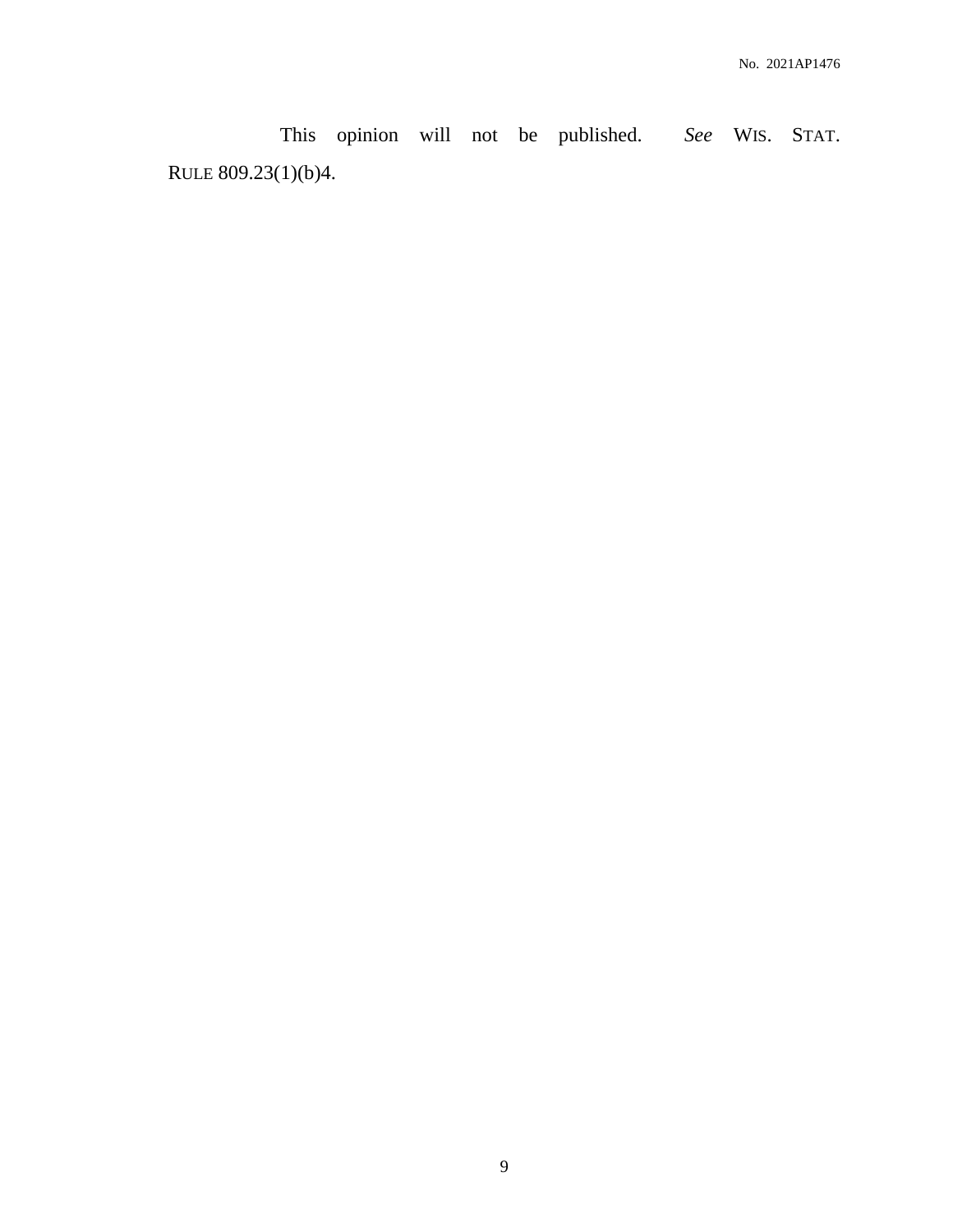This opinion will not be published. *See* WIS. STAT. RULE 809.23(1)(b)4.